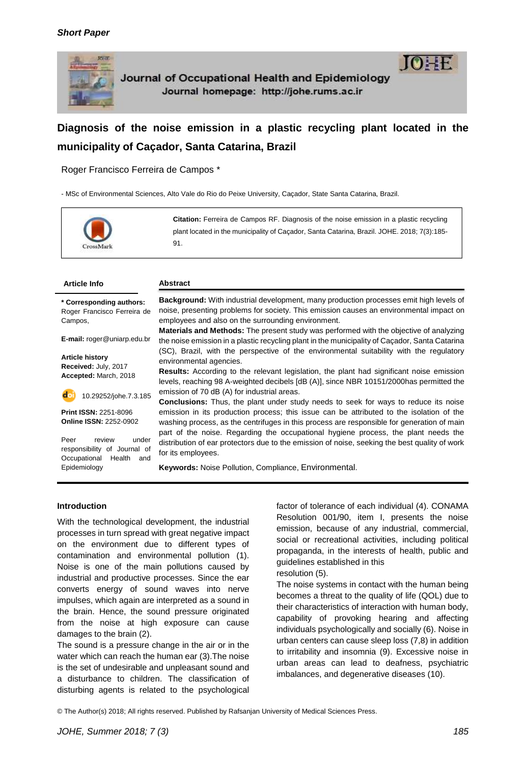*Short Paper*

Journal of Occupational Health and Epidemiology
Journal homepage: http://johe.rums.ac.ir

# Diagnosis of the noise emission in a plastic recycling plant located in the municipality of Caçador, Santa Catarina, Brazil

Roger Francisco Ferreira de Campos *

- MSc of Environmental Sciences, Alto Vale do Rio do Peixe University, Caçador, State Santa Catarina, Brazil.

**Citation:** Ferreira de Campos RF. Diagnosis of the noise emission in a plastic recycling plant located in the municipality of Caçador, Santa Catarina, Brazil. JOHE. 2018; 7(3):185-91.

**Article Info**

**\* Corresponding authors:** Roger Francisco Ferreira de Campos,

**E-mail:** roger@uniarp.edu.br

**Article history**
**Received:** July, 2017
**Accepted:** March, 2018

10.29252/johe.7.3.185

**Print ISSN:** 2251-8096
**Online ISSN:** 2252-0902

Peer review under responsibility of Journal of Occupational Health and Epidemiology

**Abstract**

**Background:** With industrial development, many production processes emit high levels of noise, presenting problems for society. This emission causes an environmental impact on employees and also on the surrounding environment.

**Materials and Methods:** The present study was performed with the objective of analyzing the noise emission in a plastic recycling plant in the municipality of Caçador, Santa Catarina (SC), Brazil, with the perspective of the environmental suitability with the regulatory environmental agencies.

**Results:** According to the relevant legislation, the plant had significant noise emission levels, reaching 98 A-weighted decibels [dB (A)], since NBR 10151/2000has permitted the emission of 70 dB (A) for industrial areas.

**Conclusions:** Thus, the plant under study needs to seek for ways to reduce its noise emission in its production process; this issue can be attributed to the isolation of the washing process, as the centrifuges in this process are responsible for generation of main part of the noise. Regarding the occupational hygiene process, the plant needs the distribution of ear protectors due to the emission of noise, seeking the best quality of work for its employees.

**Keywords:** Noise Pollution, Compliance, Environmental.

## Introduction

With the technological development, the industrial processes in turn spread with great negative impact on the environment due to different types of contamination and environmental pollution (1). Noise is one of the main pollutions caused by industrial and productive processes. Since the ear converts energy of sound waves into nerve impulses, which again are interpreted as a sound in the brain. Hence, the sound pressure originated from the noise at high exposure can cause damages to the brain (2).

The sound is a pressure change in the air or in the water which can reach the human ear (3).The noise is the set of undesirable and unpleasant sound and a disturbance to children. The classification of disturbing agents is related to the psychological factor of tolerance of each individual (4). CONAMA Resolution 001/90, item I, presents the noise emission, because of any industrial, commercial, social or recreational activities, including political propaganda, in the interests of health, public and guidelines established in this resolution (5).

The noise systems in contact with the human being becomes a threat to the quality of life (QOL) due to their characteristics of interaction with human body, capability of provoking hearing and affecting individuals psychologically and socially (6). Noise in urban centers can cause sleep loss (7,8) in addition to irritability and insomnia (9). Excessive noise in urban areas can lead to deafness, psychiatric imbalances, and degenerative diseases (10).

© The Author(s) 2018; All rights reserved. Published by Rafsanjan University of Medical Sciences Press.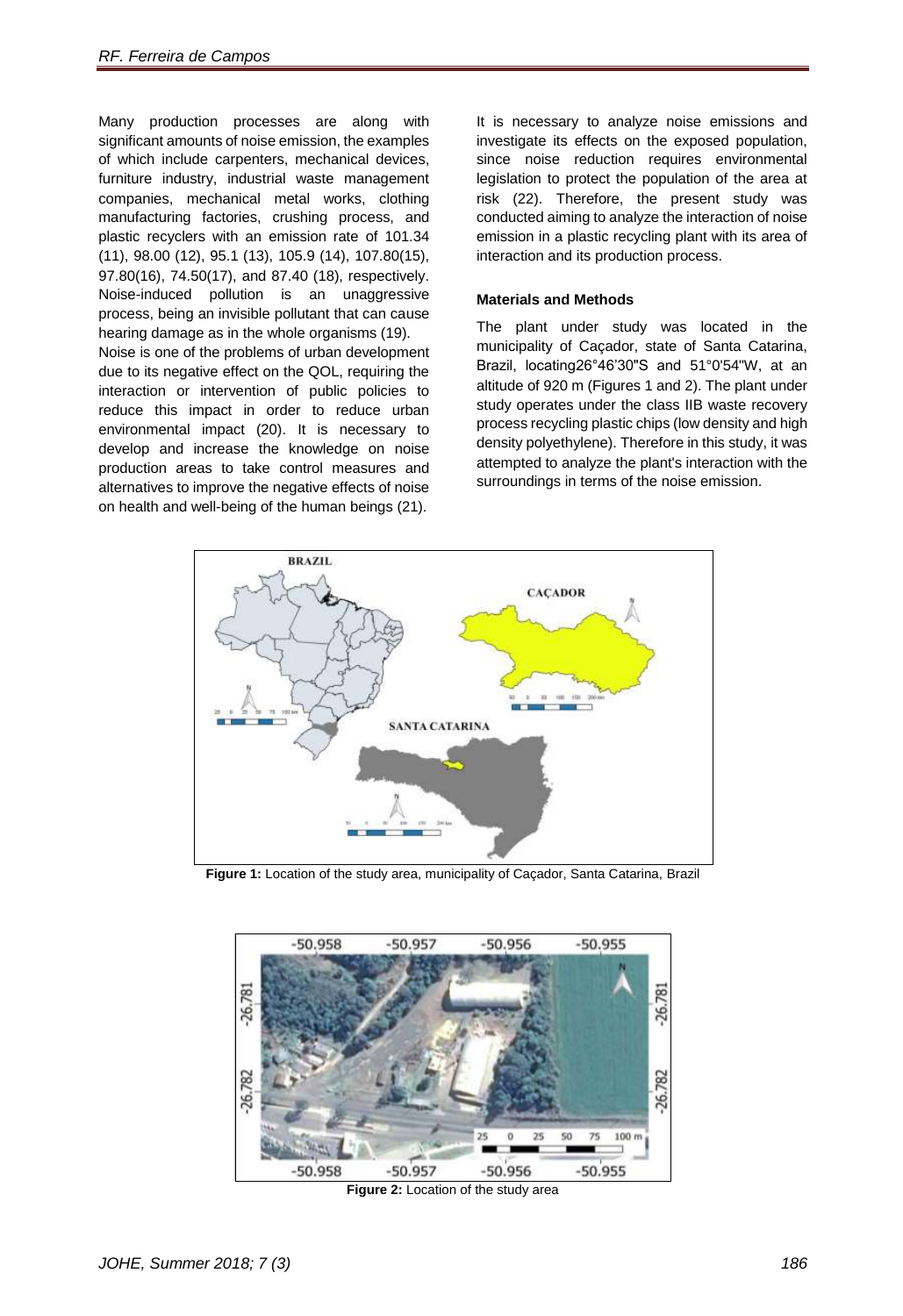Many production processes are along with significant amounts of noise emission, the examples of which include carpenters, mechanical devices, furniture industry, industrial waste management companies, mechanical metal works, clothing manufacturing factories, crushing process, and plastic recyclers with an emission rate of 101.34 (11), 98.00 (12), 95.1 (13), 105.9 (14), 107.80(15), 97.80(16), 74.50(17), and 87.40 (18), respectively. Noise-induced pollution is an unaggressive process, being an invisible pollutant that can cause hearing damage as in the whole organisms (19).

Noise is one of the problems of urban development due to its negative effect on the QOL, requiring the interaction or intervention of public policies to reduce this impact in order to reduce urban environmental impact (20). It is necessary to develop and increase the knowledge on noise production areas to take control measures and alternatives to improve the negative effects of noise on health and well-being of the human beings (21).

It is necessary to analyze noise emissions and investigate its effects on the exposed population, since noise reduction requires environmental legislation to protect the population of the area at risk (22). Therefore, the present study was conducted aiming to analyze the interaction of noise emission in a plastic recycling plant with its area of interaction and its production process.

**Materials and Methods**

The plant under study was located in the municipality of Caçador, state of Santa Catarina, Brazil, locating26°46'30"S and 51°0'54"W, at an altitude of 920 m (Figures 1 and 2). The plant under study operates under the class IIB waste recovery process recycling plastic chips (low density and high density polyethylene). Therefore in this study, it was attempted to analyze the plant's interaction with the surroundings in terms of the noise emission.

**Figure 1:** Location of the study area, municipality of Caçador, Santa Catarina, Brazil

**Figure 2:** Location of the study area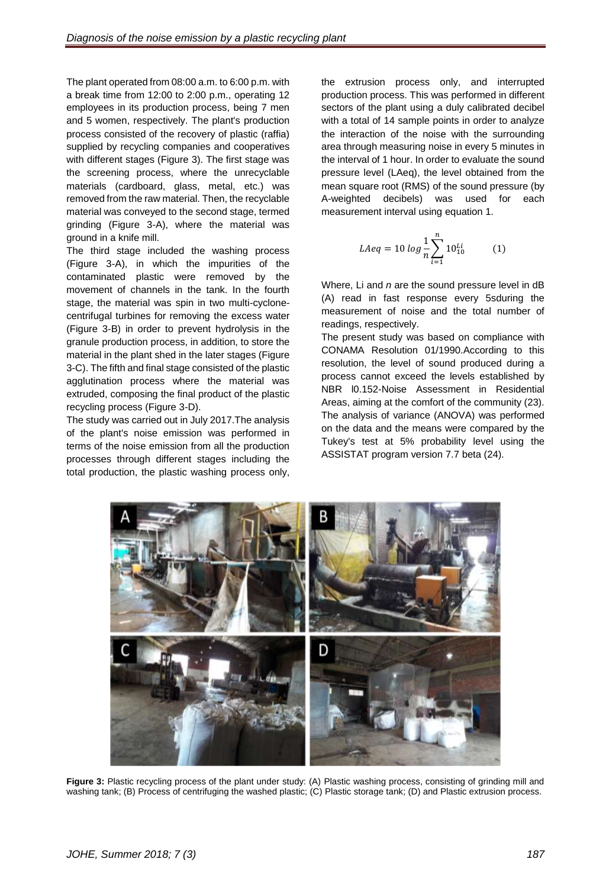The plant operated from 08:00 a.m. to 6:00 p.m. with a break time from 12:00 to 2:00 p.m., operating 12 employees in its production process, being 7 men and 5 women, respectively. The plant's production process consisted of the recovery of plastic (raffia) supplied by recycling companies and cooperatives with different stages (Figure 3). The first stage was the screening process, where the unrecyclable materials (cardboard, glass, metal, etc.) was removed from the raw material. Then, the recyclable material was conveyed to the second stage, termed grinding (Figure 3-A), where the material was ground in a knife mill.

The third stage included the washing process (Figure 3-A), in which the impurities of the contaminated plastic were removed by the movement of channels in the tank. In the fourth stage, the material was spin in two multi-cyclone-centrifugal turbines for removing the excess water (Figure 3-B) in order to prevent hydrolysis in the granule production process, in addition, to store the material in the plant shed in the later stages (Figure 3-C). The fifth and final stage consisted of the plastic agglutination process where the material was extruded, composing the final product of the plastic recycling process (Figure 3-D).

The study was carried out in July 2017.The analysis of the plant's noise emission was performed in terms of the noise emission from all the production processes through different stages including the total production, the plastic washing process only, the extrusion process only, and interrupted production process. This was performed in different sectors of the plant using a duly calibrated decibel with a total of 14 sample points in order to analyze the interaction of the noise with the surrounding area through measuring noise in every 5 minutes in the interval of 1 hour. In order to evaluate the sound pressure level (LAeq), the level obtained from the mean square root (RMS) of the sound pressure (by A-weighted decibels) was used for each measurement interval using equation 1.

$$LAeq = 10\ log \frac{1}{n} \sum_{i=1}^{n} 10^{\frac{Li}{10}} \qquad (1)$$

Where, Li and *n* are the sound pressure level in dB (A) read in fast response every 5sduring the measurement of noise and the total number of readings, respectively.

The present study was based on compliance with CONAMA Resolution 01/1990.According to this resolution, the level of sound produced during a process cannot exceed the levels established by NBR l0.152-Noise Assessment in Residential Areas, aiming at the comfort of the community (23). The analysis of variance (ANOVA) was performed on the data and the means were compared by the Tukey's test at 5% probability level using the ASSISTAT program version 7.7 beta (24).

**Figure 3:** Plastic recycling process of the plant under study: (A) Plastic washing process, consisting of grinding mill and washing tank; (B) Process of centrifuging the washed plastic; (C) Plastic storage tank; (D) and Plastic extrusion process.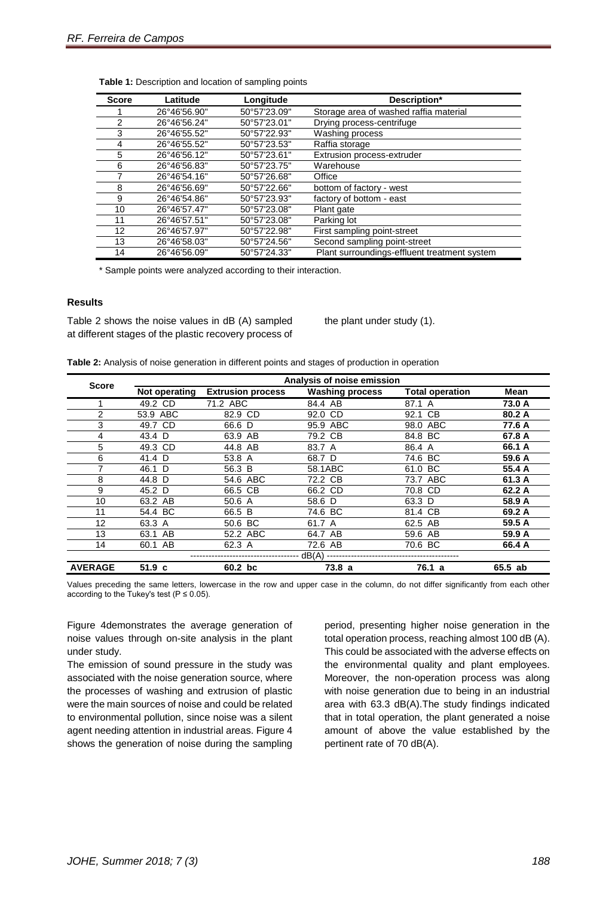**Table 1:** Description and location of sampling points

| Score | Latitude | Longitude | Description* |
|---|---|---|---|
| 1 | 26°46'56.90" | 50°57'23.09" | Storage area of washed raffia material |
| 2 | 26°46'56.24" | 50°57'23.01" | Drying process-centrifuge |
| 3 | 26°46'55.52" | 50°57'22.93" | Washing process |
| 4 | 26°46'55.52" | 50°57'23.53" | Raffia storage |
| 5 | 26°46'56.12" | 50°57'23.61" | Extrusion process-extruder |
| 6 | 26°46'56.83" | 50°57'23.75" | Warehouse |
| 7 | 26°46'54.16" | 50°57'26.68" | Office |
| 8 | 26°46'56.69" | 50°57'22.66" | bottom of factory - west |
| 9 | 26°46'54.86" | 50°57'23.93" | factory of bottom - east |
| 10 | 26°46'57.47" | 50°57'23.08" | Plant gate |
| 11 | 26°46'57.51" | 50°57'23.08" | Parking lot |
| 12 | 26°46'57.97" | 50°57'22.98" | First sampling point-street |
| 13 | 26°46'58.03" | 50°57'24.56" | Second sampling point-street |
| 14 | 26°46'56.09" | 50°57'24.33" | Plant surroundings-effluent treatment system |

\* Sample points were analyzed according to their interaction.

## Results

Table 2 shows the noise values in dB (A) sampled at different stages of the plastic recovery process of the plant under study (1).

**Table 2:** Analysis of noise generation in different points and stages of production in operation

| Score | Analysis of noise emission | | | | |
|---|---|---|---|---|---|
| | Not operating | Extrusion process | Washing process | Total operation | Mean |
| 1 | 49.2 CD | 71.2 ABC | 84.4 AB | 87.1 A | **73.0 A** |
| 2 | 53.9 ABC | 82.9 CD | 92.0 CD | 92.1 CB | **80.2 A** |
| 3 | 49.7 CD | 66.6 D | 95.9 ABC | 98.0 ABC | **77.6 A** |
| 4 | 43.4 D | 63.9 AB | 79.2 CB | 84.8 BC | **67.8 A** |
| 5 | 49.3 CD | 44.8 AB | 83.7 A | 86.4 A | **66.1 A** |
| 6 | 41.4 D | 53.8 A | 68.7 D | 74.6 BC | **59.6 A** |
| 7 | 46.1 D | 56.3 B | 58.1ABC | 61.0 BC | **55.4 A** |
| 8 | 44.8 D | 54.6 ABC | 72.2 CB | 73.7 ABC | **61.3 A** |
| 9 | 45.2 D | 66.5 CB | 66.2 CD | 70.8 CD | **62.2 A** |
| 10 | 63.2 AB | 50.6 A | 58.6 D | 63.3 D | **58.9 A** |
| 11 | 54.4 BC | 66.5 B | 74.6 BC | 81.4 CB | **69.2 A** |
| 12 | 63.3 A | 50.6 BC | 61.7 A | 62.5 AB | **59.5 A** |
| 13 | 63.1 AB | 52.2 ABC | 64.7 AB | 59.6 AB | **59.9 A** |
| 14 | 60.1 AB | 62.3 A | 72.6 AB | 70.6 BC | **66.4 A** |
| | ------------------------------------ | dB(A) | --------------------------------------------- | | |
| **AVERAGE** | **51.9 c** | **60.2 bc** | **73.8 a** | **76.1 a** | **65.5 ab** |

Values preceding the same letters, lowercase in the row and upper case in the column, do not differ significantly from each other according to the Tukey's test (P ≤ 0.05).

Figure 4demonstrates the average generation of noise values through on-site analysis in the plant under study.

The emission of sound pressure in the study was associated with the noise generation source, where the processes of washing and extrusion of plastic were the main sources of noise and could be related to environmental pollution, since noise was a silent agent needing attention in industrial areas. Figure 4 shows the generation of noise during the sampling period, presenting higher noise generation in the total operation process, reaching almost 100 dB (A). This could be associated with the adverse effects on the environmental quality and plant employees. Moreover, the non-operation process was along with noise generation due to being in an industrial area with 63.3 dB(A).The study findings indicated that in total operation, the plant generated a noise amount of above the value established by the pertinent rate of 70 dB(A).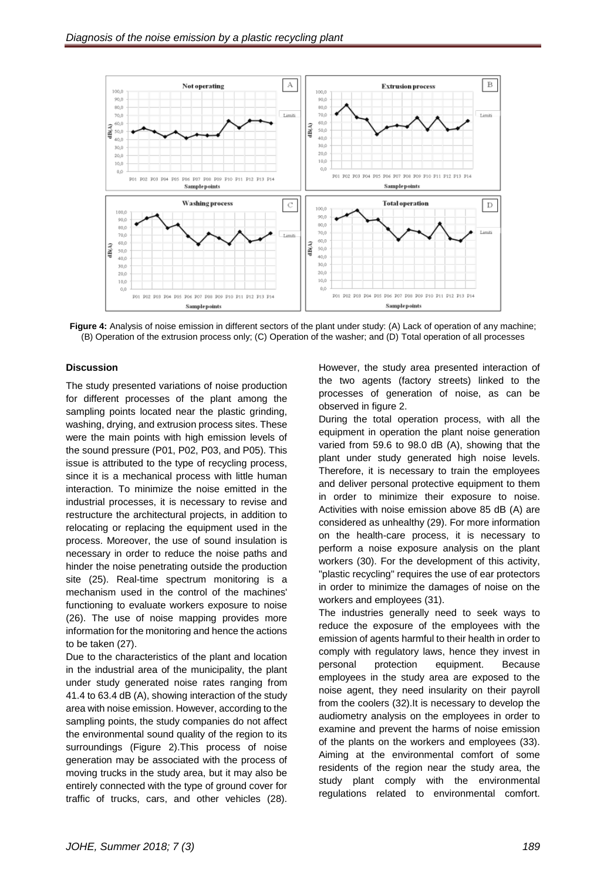**Figure 4:** Analysis of noise emission in different sectors of the plant under study: (A) Lack of operation of any machine; (B) Operation of the extrusion process only; (C) Operation of the washer; and (D) Total operation of all processes

**Discussion**

The study presented variations of noise production for different processes of the plant among the sampling points located near the plastic grinding, washing, drying, and extrusion process sites. These were the main points with high emission levels of the sound pressure (P01, P02, P03, and P05). This issue is attributed to the type of recycling process, since it is a mechanical process with little human interaction. To minimize the noise emitted in the industrial processes, it is necessary to revise and restructure the architectural projects, in addition to relocating or replacing the equipment used in the process. Moreover, the use of sound insulation is necessary in order to reduce the noise paths and hinder the noise penetrating outside the production site (25). Real-time spectrum monitoring is a mechanism used in the control of the machines' functioning to evaluate workers exposure to noise (26). The use of noise mapping provides more information for the monitoring and hence the actions to be taken (27).

Due to the characteristics of the plant and location in the industrial area of the municipality, the plant under study generated noise rates ranging from 41.4 to 63.4 dB (A), showing interaction of the study area with noise emission. However, according to the sampling points, the study companies do not affect the environmental sound quality of the region to its surroundings (Figure 2).This process of noise generation may be associated with the process of moving trucks in the study area, but it may also be entirely connected with the type of ground cover for traffic of trucks, cars, and other vehicles (28). However, the study area presented interaction of the two agents (factory streets) linked to the processes of generation of noise, as can be observed in figure 2.

During the total operation process, with all the equipment in operation the plant noise generation varied from 59.6 to 98.0 dB (A), showing that the plant under study generated high noise levels. Therefore, it is necessary to train the employees and deliver personal protective equipment to them in order to minimize their exposure to noise. Activities with noise emission above 85 dB (A) are considered as unhealthy (29). For more information on the health-care process, it is necessary to perform a noise exposure analysis on the plant workers (30). For the development of this activity, "plastic recycling" requires the use of ear protectors in order to minimize the damages of noise on the workers and employees (31).

The industries generally need to seek ways to reduce the exposure of the employees with the emission of agents harmful to their health in order to comply with regulatory laws, hence they invest in personal protection equipment. Because employees in the study area are exposed to the noise agent, they need insularity on their payroll from the coolers (32).It is necessary to develop the audiometry analysis on the employees in order to examine and prevent the harms of noise emission of the plants on the workers and employees (33). Aiming at the environmental comfort of some residents of the region near the study area, the study plant comply with the environmental regulations related to environmental comfort.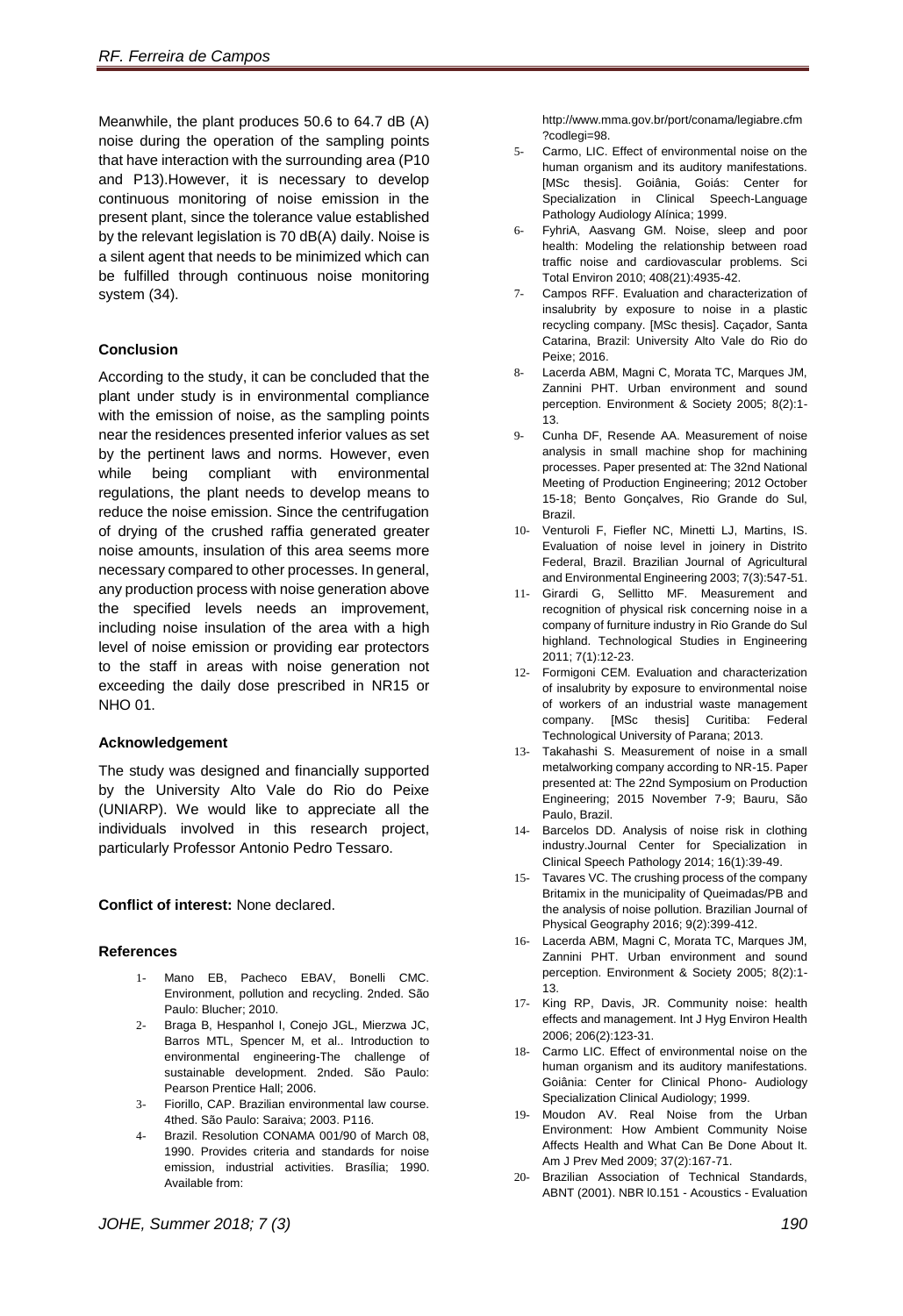Meanwhile, the plant produces 50.6 to 64.7 dB (A) noise during the operation of the sampling points that have interaction with the surrounding area (P10 and P13).However, it is necessary to develop continuous monitoring of noise emission in the present plant, since the tolerance value established by the relevant legislation is 70 dB(A) daily. Noise is a silent agent that needs to be minimized which can be fulfilled through continuous noise monitoring system (34).

**Conclusion**

According to the study, it can be concluded that the plant under study is in environmental compliance with the emission of noise, as the sampling points near the residences presented inferior values as set by the pertinent laws and norms. However, even while being compliant with environmental regulations, the plant needs to develop means to reduce the noise emission. Since the centrifugation of drying of the crushed raffia generated greater noise amounts, insulation of this area seems more necessary compared to other processes. In general, any production process with noise generation above the specified levels needs an improvement, including noise insulation of the area with a high level of noise emission or providing ear protectors to the staff in areas with noise generation not exceeding the daily dose prescribed in NR15 or NHO 01.

**Acknowledgement**

The study was designed and financially supported by the University Alto Vale do Rio do Peixe (UNIARP). We would like to appreciate all the individuals involved in this research project, particularly Professor Antonio Pedro Tessaro.

**Conflict of interest:** None declared.

**References**

1- Mano EB, Pacheco EBAV, Bonelli CMC. Environment, pollution and recycling. 2nded. São Paulo: Blucher; 2010.
2- Braga B, Hespanhol I, Conejo JGL, Mierzwa JC, Barros MTL, Spencer M, et al.. Introduction to environmental engineering-The challenge of sustainable development. 2nded. São Paulo: Pearson Prentice Hall; 2006.
3- Fiorillo, CAP. Brazilian environmental law course. 4thed. São Paulo: Saraiva; 2003. P116.
4- Brazil. Resolution CONAMA 001/90 of March 08, 1990. Provides criteria and standards for noise emission, industrial activities. Brasília; 1990. Available from: http://www.mma.gov.br/port/conama/legiabre.cfm?codlegi=98.
5- Carmo, LIC. Effect of environmental noise on the human organism and its auditory manifestations. [MSc thesis]. Goiânia, Goiás: Center for Specialization in Clinical Speech-Language Pathology Audiology Alínica; 1999.
6- FyhriA, Aasvang GM. Noise, sleep and poor health: Modeling the relationship between road traffic noise and cardiovascular problems. Sci Total Environ 2010; 408(21):4935-42.
7- Campos RFF. Evaluation and characterization of insalubrity by exposure to noise in a plastic recycling company. [MSc thesis]. Caçador, Santa Catarina, Brazil: University Alto Vale do Rio do Peixe; 2016.
8- Lacerda ABM, Magni C, Morata TC, Marques JM, Zannini PHT. Urban environment and sound perception. Environment & Society 2005; 8(2):1-13.
9- Cunha DF, Resende AA. Measurement of noise analysis in small machine shop for machining processes. Paper presented at: The 32nd National Meeting of Production Engineering; 2012 October 15-18; Bento Gonçalves, Rio Grande do Sul, Brazil.
10- Venturoli F, Fiefler NC, Minetti LJ, Martins, IS. Evaluation of noise level in joinery in Distrito Federal, Brazil. Brazilian Journal of Agricultural and Environmental Engineering 2003; 7(3):547-51.
11- Girardi G, Sellitto MF. Measurement and recognition of physical risk concerning noise in a company of furniture industry in Rio Grande do Sul highland. Technological Studies in Engineering 2011; 7(1):12-23.
12- Formigoni CEM. Evaluation and characterization of insalubrity by exposure to environmental noise of workers of an industrial waste management company. [MSc thesis] Curitiba: Federal Technological University of Parana; 2013.
13- Takahashi S. Measurement of noise in a small metalworking company according to NR-15. Paper presented at: The 22nd Symposium on Production Engineering; 2015 November 7-9; Bauru, São Paulo, Brazil.
14- Barcelos DD. Analysis of noise risk in clothing industry.Journal Center for Specialization in Clinical Speech Pathology 2014; 16(1):39-49.
15- Tavares VC. The crushing process of the company Britamix in the municipality of Queimadas/PB and the analysis of noise pollution. Brazilian Journal of Physical Geography 2016; 9(2):399-412.
16- Lacerda ABM, Magni C, Morata TC, Marques JM, Zannini PHT. Urban environment and sound perception. Environment & Society 2005; 8(2):1-13.
17- King RP, Davis, JR. Community noise: health effects and management. Int J Hyg Environ Health 2006; 206(2):123-31.
18- Carmo LIC. Effect of environmental noise on the human organism and its auditory manifestations. Goiânia: Center for Clinical Phono- Audiology Specialization Clinical Audiology; 1999.
19- Moudon AV. Real Noise from the Urban Environment: How Ambient Community Noise Affects Health and What Can Be Done About It. Am J Prev Med 2009; 37(2):167-71.
20- Brazilian Association of Technical Standards, ABNT (2001). NBR l0.151 - Acoustics - Evaluation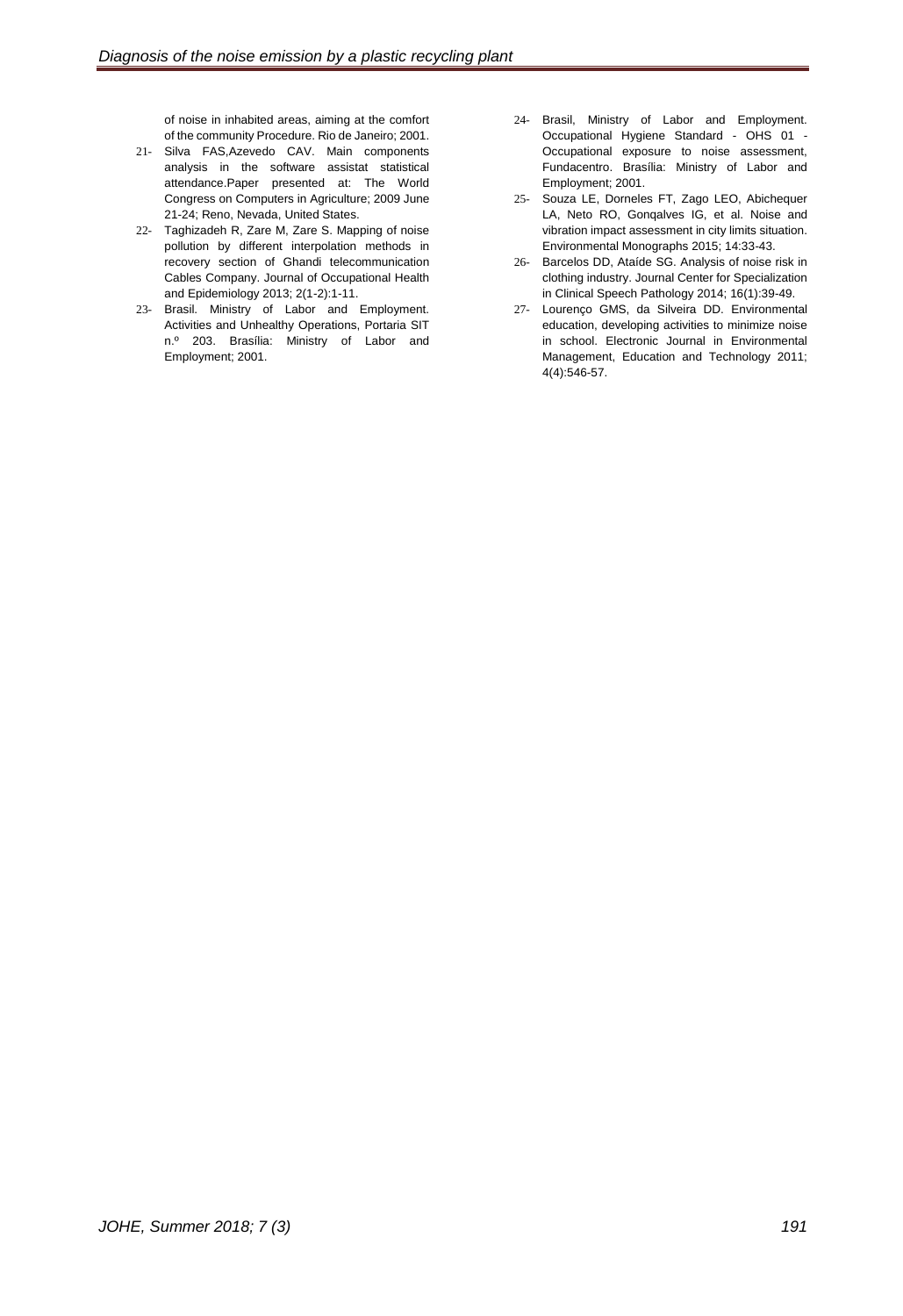of noise in inhabited areas, aiming at the comfort of the community Procedure. Rio de Janeiro; 2001.

21- Silva FAS,Azevedo CAV. Main components analysis in the software assistat statistical attendance.Paper presented at: The World Congress on Computers in Agriculture; 2009 June 21-24; Reno, Nevada, United States.

22- Taghizadeh R, Zare M, Zare S. Mapping of noise pollution by different interpolation methods in recovery section of Ghandi telecommunication Cables Company. Journal of Occupational Health and Epidemiology 2013; 2(1-2):1-11.

23- Brasil. Ministry of Labor and Employment. Activities and Unhealthy Operations, Portaria SIT n.º 203. Brasília: Ministry of Labor and Employment; 2001.

24- Brasil, Ministry of Labor and Employment. Occupational Hygiene Standard - OHS 01 - Occupational exposure to noise assessment, Fundacentro. Brasília: Ministry of Labor and Employment; 2001.

25- Souza LE, Dorneles FT, Zago LEO, Abichequer LA, Neto RO, Gonqalves IG, et al. Noise and vibration impact assessment in city limits situation. Environmental Monographs 2015; 14:33-43.

26- Barcelos DD, Ataíde SG. Analysis of noise risk in clothing industry. Journal Center for Specialization in Clinical Speech Pathology 2014; 16(1):39-49.

27- Lourenço GMS, da Silveira DD. Environmental education, developing activities to minimize noise in school. Electronic Journal in Environmental Management, Education and Technology 2011; 4(4):546-57.